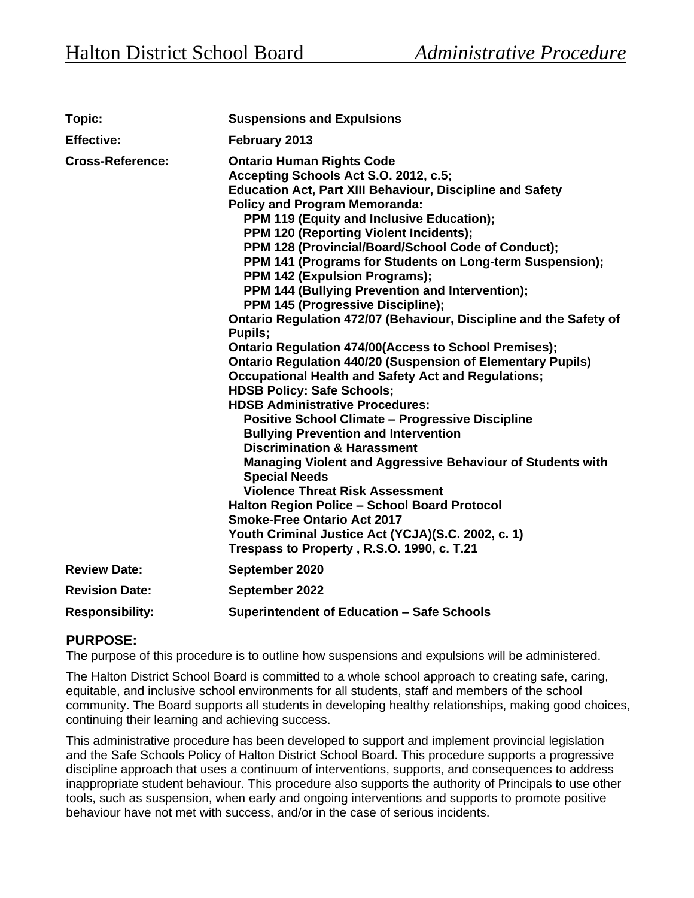# Halton District School Board — *Administrative Procedure*

| | |
|---|---|
| **Topic:** | **Suspensions and Expulsions** |
| **Effective:** | **February 2013** |
| **Cross-Reference:** | **Ontario Human Rights Code**<br>**Accepting Schools Act S.O. 2012, c.5;**<br>**Education Act, Part XIII Behaviour, Discipline and Safety**<br>**Policy and Program Memoranda:**<br>**PPM 119 (Equity and Inclusive Education);**<br>**PPM 120 (Reporting Violent Incidents);**<br>**PPM 128 (Provincial/Board/School Code of Conduct);**<br>**PPM 141 (Programs for Students on Long-term Suspension);**<br>**PPM 142 (Expulsion Programs);**<br>**PPM 144 (Bullying Prevention and Intervention);**<br>**PPM 145 (Progressive Discipline);**<br>**Ontario Regulation 472/07 (Behaviour, Discipline and the Safety of Pupils;**<br>**Ontario Regulation 474/00(Access to School Premises);**<br>**Ontario Regulation 440/20 (Suspension of Elementary Pupils)**<br>**Occupational Health and Safety Act and Regulations;**<br>**HDSB Policy: Safe Schools;**<br>**HDSB Administrative Procedures:**<br>**Positive School Climate – Progressive Discipline**<br>**Bullying Prevention and Intervention**<br>**Discrimination & Harassment**<br>**Managing Violent and Aggressive Behaviour of Students with Special Needs**<br>**Violence Threat Risk Assessment**<br>**Halton Region Police – School Board Protocol**<br>**Smoke-Free Ontario Act 2017**<br>**Youth Criminal Justice Act (YCJA)(S.C. 2002, c. 1)**<br>**Trespass to Property , R.S.O. 1990, c. T.21** |
| **Review Date:** | **September 2020** |
| **Revision Date:** | **September 2022** |
| **Responsibility:** | **Superintendent of Education – Safe Schools** |

## PURPOSE:

The purpose of this procedure is to outline how suspensions and expulsions will be administered.

The Halton District School Board is committed to a whole school approach to creating safe, caring, equitable, and inclusive school environments for all students, staff and members of the school community. The Board supports all students in developing healthy relationships, making good choices, continuing their learning and achieving success.

This administrative procedure has been developed to support and implement provincial legislation and the Safe Schools Policy of Halton District School Board. This procedure supports a progressive discipline approach that uses a continuum of interventions, supports, and consequences to address inappropriate student behaviour. This procedure also supports the authority of Principals to use other tools, such as suspension, when early and ongoing interventions and supports to promote positive behaviour have not met with success, and/or in the case of serious incidents.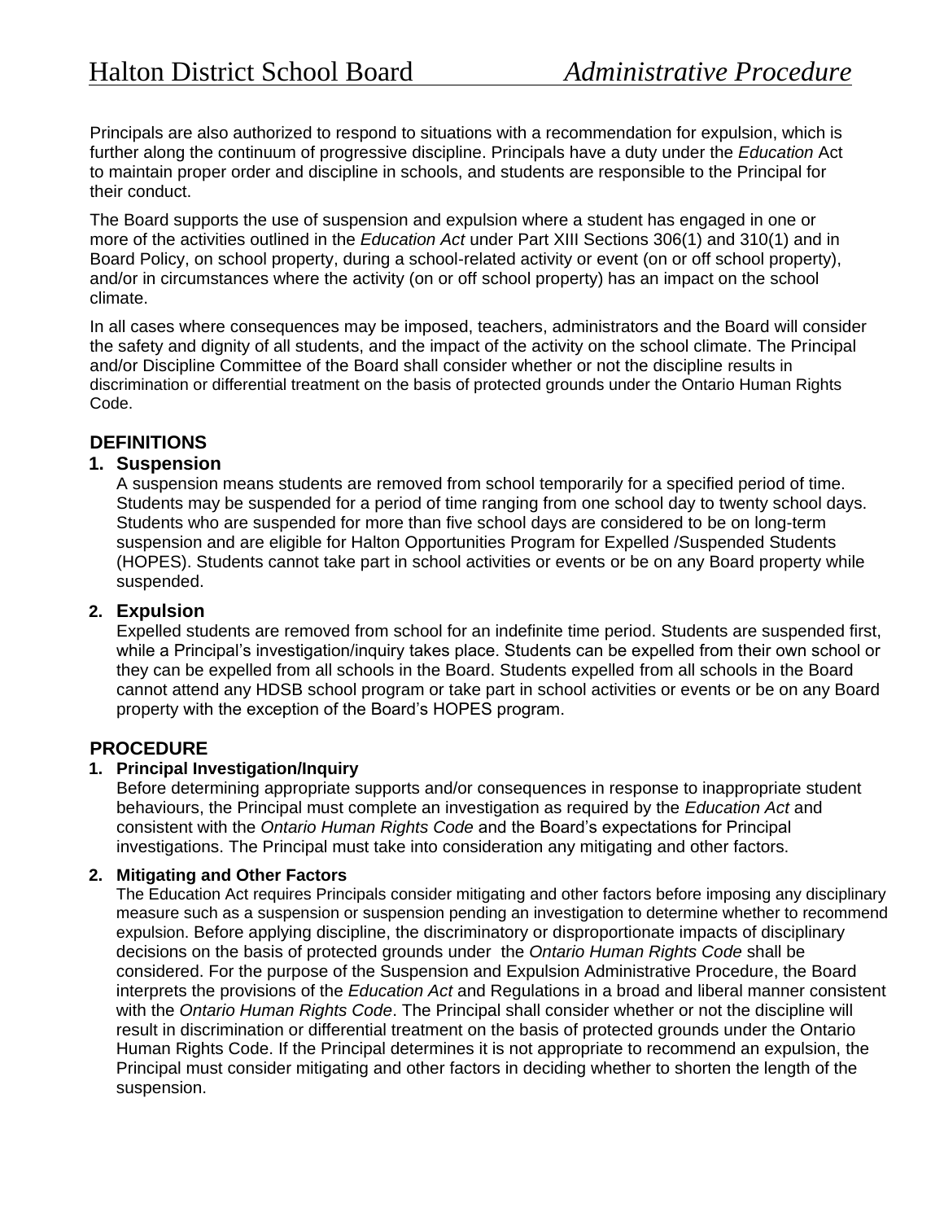Principals are also authorized to respond to situations with a recommendation for expulsion, which is further along the continuum of progressive discipline. Principals have a duty under the *Education* Act to maintain proper order and discipline in schools, and students are responsible to the Principal for their conduct.

The Board supports the use of suspension and expulsion where a student has engaged in one or more of the activities outlined in the *Education Act* under Part XIII Sections 306(1) and 310(1) and in Board Policy, on school property, during a school-related activity or event (on or off school property), and/or in circumstances where the activity (on or off school property) has an impact on the school climate.

In all cases where consequences may be imposed, teachers, administrators and the Board will consider the safety and dignity of all students, and the impact of the activity on the school climate. The Principal and/or Discipline Committee of the Board shall consider whether or not the discipline results in discrimination or differential treatment on the basis of protected grounds under the Ontario Human Rights Code.

## DEFINITIONS

### 1. Suspension

A suspension means students are removed from school temporarily for a specified period of time. Students may be suspended for a period of time ranging from one school day to twenty school days. Students who are suspended for more than five school days are considered to be on long-term suspension and are eligible for Halton Opportunities Program for Expelled /Suspended Students (HOPES). Students cannot take part in school activities or events or be on any Board property while suspended.

### 2. Expulsion

Expelled students are removed from school for an indefinite time period. Students are suspended first, while a Principal's investigation/inquiry takes place. Students can be expelled from their own school or they can be expelled from all schools in the Board. Students expelled from all schools in the Board cannot attend any HDSB school program or take part in school activities or events or be on any Board property with the exception of the Board's HOPES program.

## PROCEDURE

### 1. Principal Investigation/Inquiry

Before determining appropriate supports and/or consequences in response to inappropriate student behaviours, the Principal must complete an investigation as required by the *Education Act* and consistent with the *Ontario Human Rights Code* and the Board's expectations for Principal investigations. The Principal must take into consideration any mitigating and other factors.

### 2. Mitigating and Other Factors

The Education Act requires Principals consider mitigating and other factors before imposing any disciplinary measure such as a suspension or suspension pending an investigation to determine whether to recommend expulsion. Before applying discipline, the discriminatory or disproportionate impacts of disciplinary decisions on the basis of protected grounds under the *Ontario Human Rights Code* shall be considered. For the purpose of the Suspension and Expulsion Administrative Procedure, the Board interprets the provisions of the *Education Act* and Regulations in a broad and liberal manner consistent with the *Ontario Human Rights Code*. The Principal shall consider whether or not the discipline will result in discrimination or differential treatment on the basis of protected grounds under the Ontario Human Rights Code. If the Principal determines it is not appropriate to recommend an expulsion, the Principal must consider mitigating and other factors in deciding whether to shorten the length of the suspension.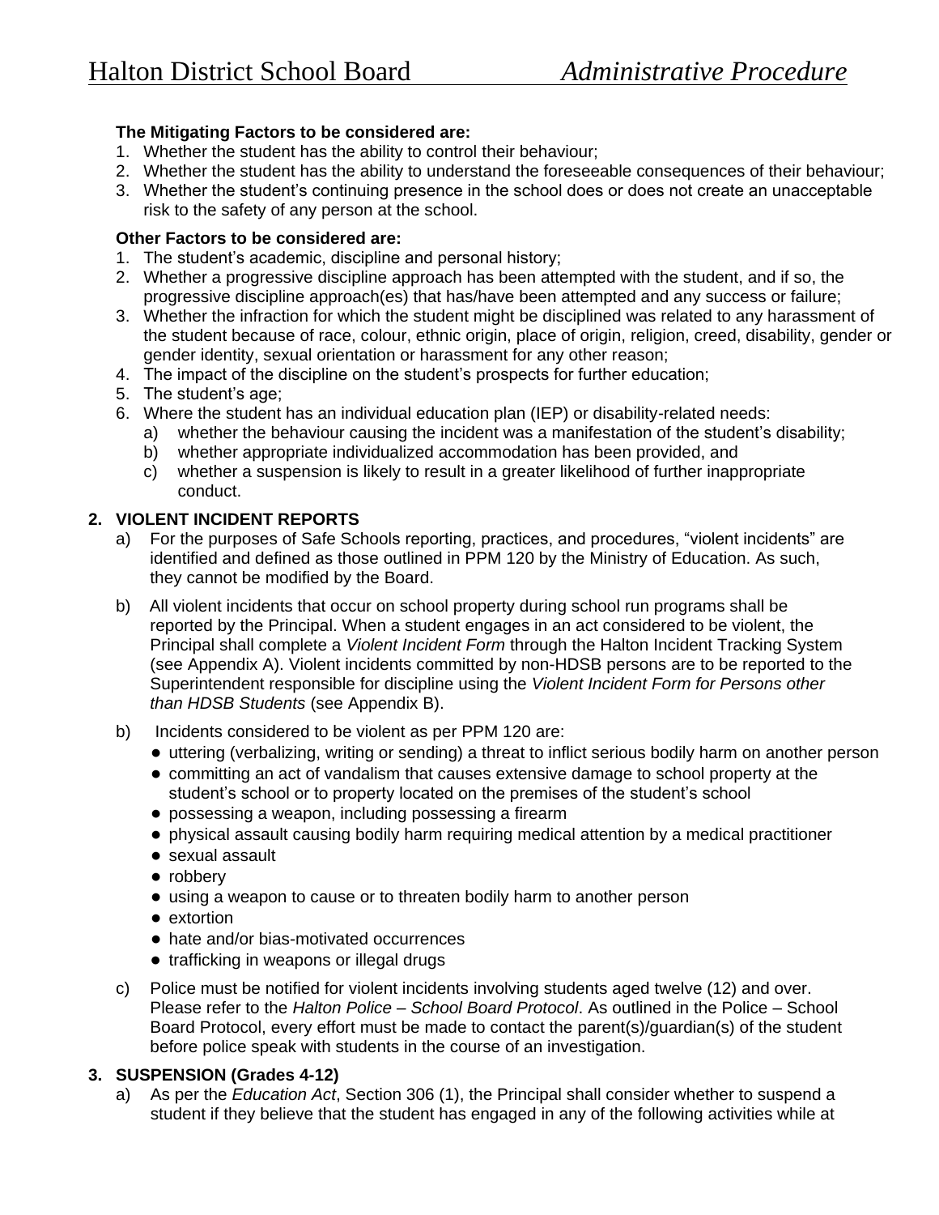**The Mitigating Factors to be considered are:**

1. Whether the student has the ability to control their behaviour;
2. Whether the student has the ability to understand the foreseeable consequences of their behaviour;
3. Whether the student's continuing presence in the school does or does not create an unacceptable risk to the safety of any person at the school.

**Other Factors to be considered are:**

1. The student's academic, discipline and personal history;
2. Whether a progressive discipline approach has been attempted with the student, and if so, the progressive discipline approach(es) that has/have been attempted and any success or failure;
3. Whether the infraction for which the student might be disciplined was related to any harassment of the student because of race, colour, ethnic origin, place of origin, religion, creed, disability, gender or gender identity, sexual orientation or harassment for any other reason;
4. The impact of the discipline on the student's prospects for further education;
5. The student's age;
6. Where the student has an individual education plan (IEP) or disability-related needs:
   a) whether the behaviour causing the incident was a manifestation of the student's disability;
   b) whether appropriate individualized accommodation has been provided, and
   c) whether a suspension is likely to result in a greater likelihood of further inappropriate conduct.

## 2. VIOLENT INCIDENT REPORTS

a) For the purposes of Safe Schools reporting, practices, and procedures, "violent incidents" are identified and defined as those outlined in PPM 120 by the Ministry of Education. As such, they cannot be modified by the Board.

b) All violent incidents that occur on school property during school run programs shall be reported by the Principal. When a student engages in an act considered to be violent, the Principal shall complete a *Violent Incident Form* through the Halton Incident Tracking System (see Appendix A). Violent incidents committed by non-HDSB persons are to be reported to the Superintendent responsible for discipline using the *Violent Incident Form for Persons other than HDSB Students* (see Appendix B).

b) Incidents considered to be violent as per PPM 120 are:
   - uttering (verbalizing, writing or sending) a threat to inflict serious bodily harm on another person
   - committing an act of vandalism that causes extensive damage to school property at the student's school or to property located on the premises of the student's school
   - possessing a weapon, including possessing a firearm
   - physical assault causing bodily harm requiring medical attention by a medical practitioner
   - sexual assault
   - robbery
   - using a weapon to cause or to threaten bodily harm to another person
   - extortion
   - hate and/or bias-motivated occurrences
   - trafficking in weapons or illegal drugs

c) Police must be notified for violent incidents involving students aged twelve (12) and over. Please refer to the *Halton Police – School Board Protocol*. As outlined in the Police – School Board Protocol, every effort must be made to contact the parent(s)/guardian(s) of the student before police speak with students in the course of an investigation.

## 3. SUSPENSION (Grades 4-12)

a) As per the *Education Act*, Section 306 (1), the Principal shall consider whether to suspend a student if they believe that the student has engaged in any of the following activities while at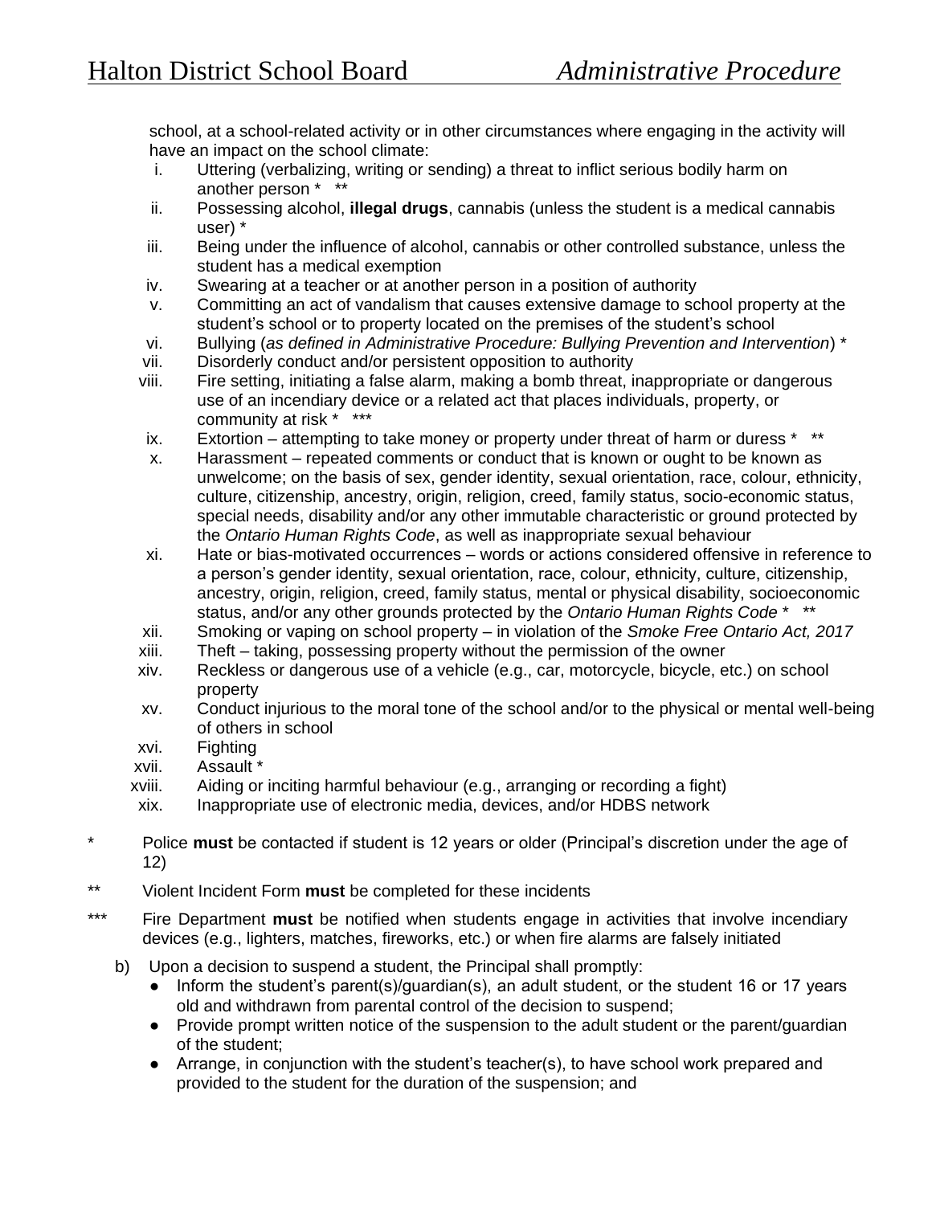school, at a school-related activity or in other circumstances where engaging in the activity will have an impact on the school climate:

i. Uttering (verbalizing, writing or sending) a threat to inflict serious bodily harm on another person * **
ii. Possessing alcohol, **illegal drugs**, cannabis (unless the student is a medical cannabis user) *
iii. Being under the influence of alcohol, cannabis or other controlled substance, unless the student has a medical exemption
iv. Swearing at a teacher or at another person in a position of authority
v. Committing an act of vandalism that causes extensive damage to school property at the student's school or to property located on the premises of the student's school
vi. Bullying (*as defined in Administrative Procedure: Bullying Prevention and Intervention*) *
vii. Disorderly conduct and/or persistent opposition to authority
viii. Fire setting, initiating a false alarm, making a bomb threat, inappropriate or dangerous use of an incendiary device or a related act that places individuals, property, or community at risk * ***
ix. Extortion – attempting to take money or property under threat of harm or duress * **
x. Harassment – repeated comments or conduct that is known or ought to be known as unwelcome; on the basis of sex, gender identity, sexual orientation, race, colour, ethnicity, culture, citizenship, ancestry, origin, religion, creed, family status, socio-economic status, special needs, disability and/or any other immutable characteristic or ground protected by the *Ontario Human Rights Code*, as well as inappropriate sexual behaviour
xi. Hate or bias-motivated occurrences – words or actions considered offensive in reference to a person's gender identity, sexual orientation, race, colour, ethnicity, culture, citizenship, ancestry, origin, religion, creed, family status, mental or physical disability, socioeconomic status, and/or any other grounds protected by the *Ontario Human Rights Code* * **
xii. Smoking or vaping on school property – in violation of the *Smoke Free Ontario Act, 2017*
xiii. Theft – taking, possessing property without the permission of the owner
xiv. Reckless or dangerous use of a vehicle (e.g., car, motorcycle, bicycle, etc.) on school property
xv. Conduct injurious to the moral tone of the school and/or to the physical or mental well-being of others in school
xvi. Fighting
xvii. Assault *
xviii. Aiding or inciting harmful behaviour (e.g., arranging or recording a fight)
xix. Inappropriate use of electronic media, devices, and/or HDBS network

\* Police **must** be contacted if student is 12 years or older (Principal's discretion under the age of 12)

\** Violent Incident Form **must** be completed for these incidents

\*** Fire Department **must** be notified when students engage in activities that involve incendiary devices (e.g., lighters, matches, fireworks, etc.) or when fire alarms are falsely initiated

b) Upon a decision to suspend a student, the Principal shall promptly:
- Inform the student's parent(s)/guardian(s), an adult student, or the student 16 or 17 years old and withdrawn from parental control of the decision to suspend;
- Provide prompt written notice of the suspension to the adult student or the parent/guardian of the student;
- Arrange, in conjunction with the student's teacher(s), to have school work prepared and provided to the student for the duration of the suspension; and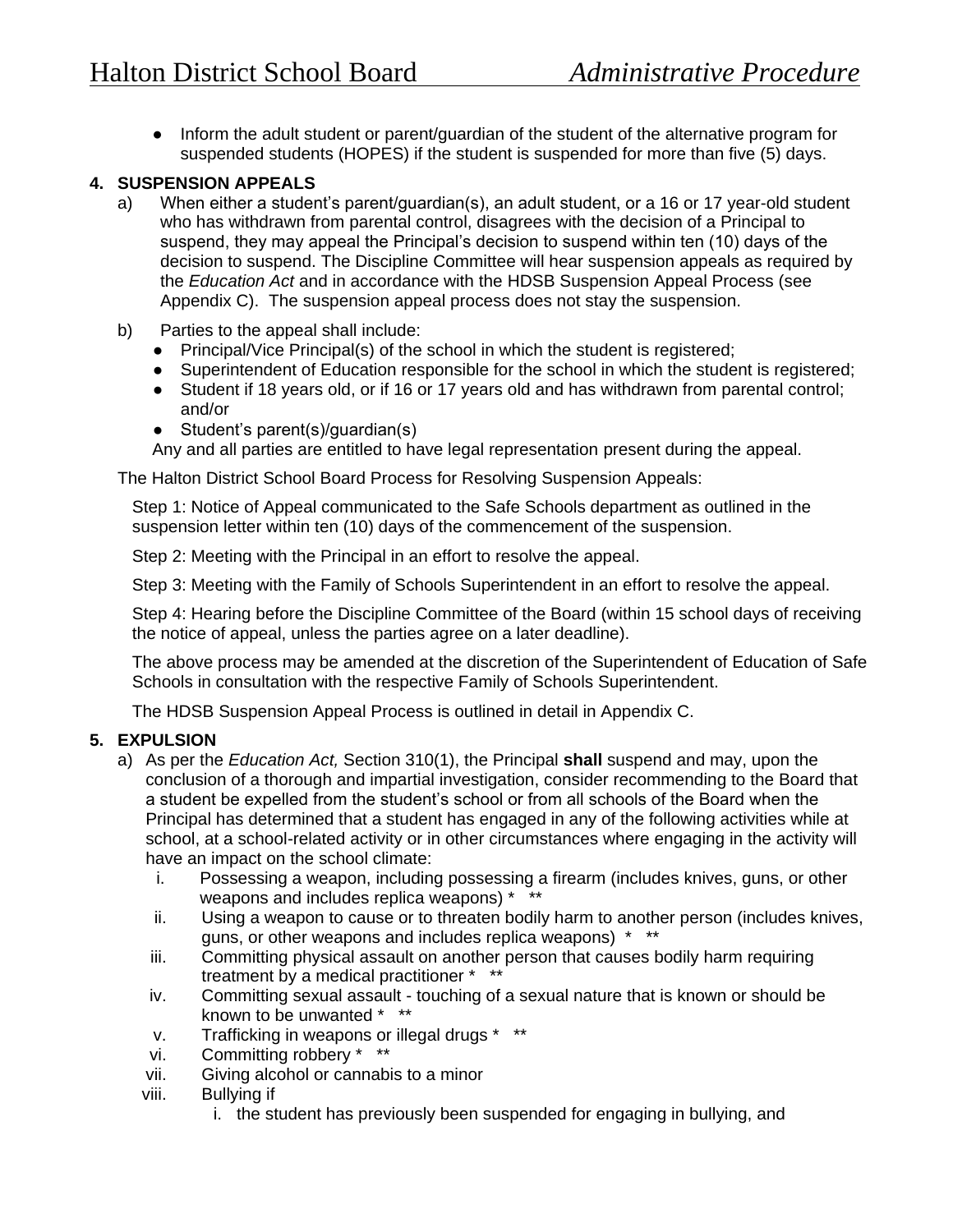- Inform the adult student or parent/guardian of the student of the alternative program for suspended students (HOPES) if the student is suspended for more than five (5) days.

**4. SUSPENSION APPEALS**

a) When either a student's parent/guardian(s), an adult student, or a 16 or 17 year-old student who has withdrawn from parental control, disagrees with the decision of a Principal to suspend, they may appeal the Principal's decision to suspend within ten (10) days of the decision to suspend. The Discipline Committee will hear suspension appeals as required by the *Education Act* and in accordance with the HDSB Suspension Appeal Process (see Appendix C). The suspension appeal process does not stay the suspension.

b) Parties to the appeal shall include:
- Principal/Vice Principal(s) of the school in which the student is registered;
- Superintendent of Education responsible for the school in which the student is registered;
- Student if 18 years old, or if 16 or 17 years old and has withdrawn from parental control; and/or
- Student's parent(s)/guardian(s)

Any and all parties are entitled to have legal representation present during the appeal.

The Halton District School Board Process for Resolving Suspension Appeals:

Step 1: Notice of Appeal communicated to the Safe Schools department as outlined in the suspension letter within ten (10) days of the commencement of the suspension.

Step 2: Meeting with the Principal in an effort to resolve the appeal.

Step 3: Meeting with the Family of Schools Superintendent in an effort to resolve the appeal.

Step 4: Hearing before the Discipline Committee of the Board (within 15 school days of receiving the notice of appeal, unless the parties agree on a later deadline).

The above process may be amended at the discretion of the Superintendent of Education of Safe Schools in consultation with the respective Family of Schools Superintendent.

The HDSB Suspension Appeal Process is outlined in detail in Appendix C.

**5. EXPULSION**

a) As per the *Education Act,* Section 310(1), the Principal **shall** suspend and may, upon the conclusion of a thorough and impartial investigation, consider recommending to the Board that a student be expelled from the student's school or from all schools of the Board when the Principal has determined that a student has engaged in any of the following activities while at school, at a school-related activity or in other circumstances where engaging in the activity will have an impact on the school climate:

   i. Possessing a weapon, including possessing a firearm (includes knives, guns, or other weapons and includes replica weapons) * **
   ii. Using a weapon to cause or to threaten bodily harm to another person (includes knives, guns, or other weapons and includes replica weapons) * **
   iii. Committing physical assault on another person that causes bodily harm requiring treatment by a medical practitioner * **
   iv. Committing sexual assault - touching of a sexual nature that is known or should be known to be unwanted * **
   v. Trafficking in weapons or illegal drugs * **
   vi. Committing robbery * **
   vii. Giving alcohol or cannabis to a minor
   viii. Bullying if
      i. the student has previously been suspended for engaging in bullying, and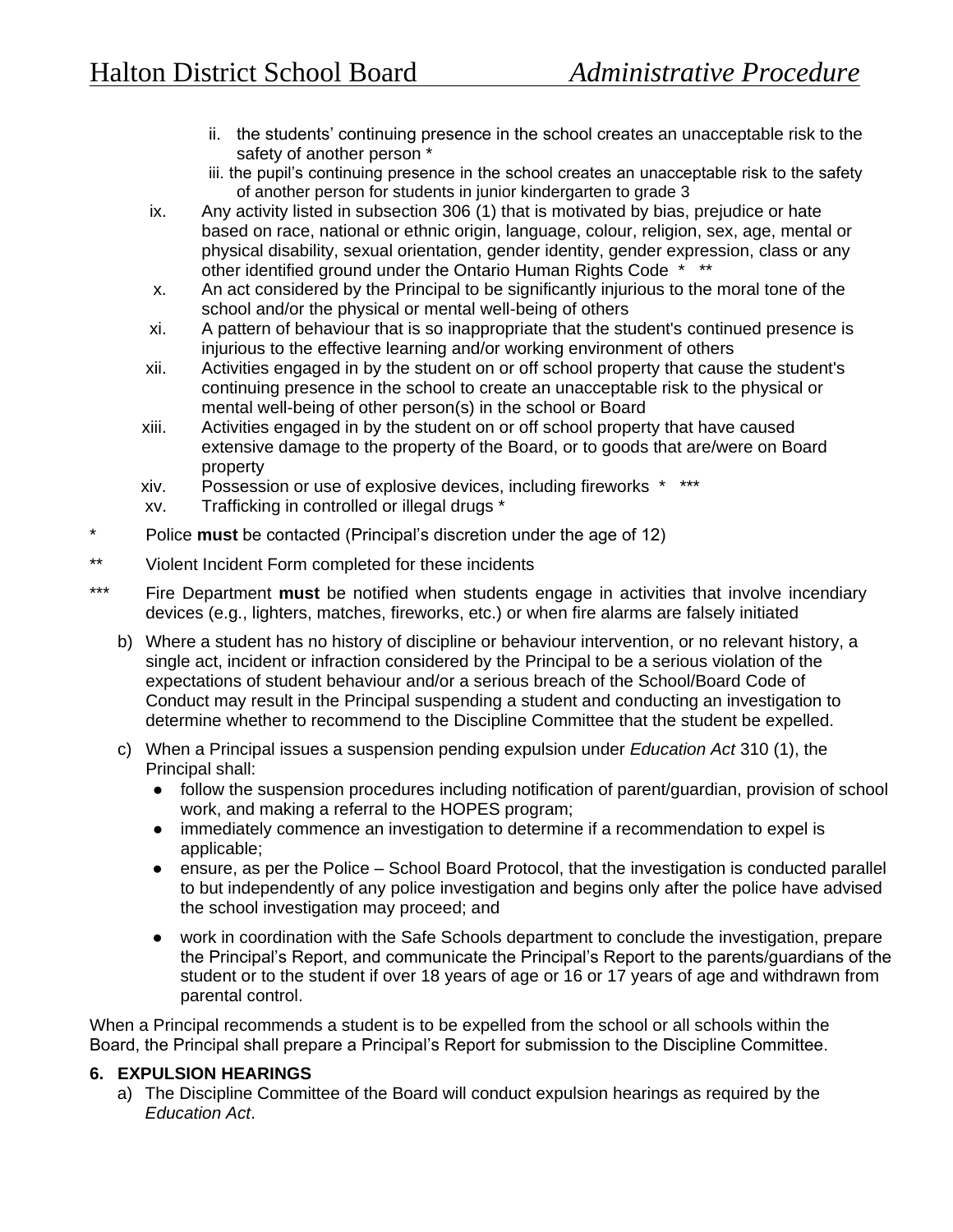ii. the students' continuing presence in the school creates an unacceptable risk to the safety of another person *

iii. the pupil's continuing presence in the school creates an unacceptable risk to the safety of another person for students in junior kindergarten to grade 3

ix. Any activity listed in subsection 306 (1) that is motivated by bias, prejudice or hate based on race, national or ethnic origin, language, colour, religion, sex, age, mental or physical disability, sexual orientation, gender identity, gender expression, class or any other identified ground under the Ontario Human Rights Code * **

x. An act considered by the Principal to be significantly injurious to the moral tone of the school and/or the physical or mental well-being of others

xi. A pattern of behaviour that is so inappropriate that the student's continued presence is injurious to the effective learning and/or working environment of others

xii. Activities engaged in by the student on or off school property that cause the student's continuing presence in the school to create an unacceptable risk to the physical or mental well-being of other person(s) in the school or Board

xiii. Activities engaged in by the student on or off school property that have caused extensive damage to the property of the Board, or to goods that are/were on Board property

xiv. Possession or use of explosive devices, including fireworks * ***

xv. Trafficking in controlled or illegal drugs *

\* Police **must** be contacted (Principal's discretion under the age of 12)

\** Violent Incident Form completed for these incidents

\*** Fire Department **must** be notified when students engage in activities that involve incendiary devices (e.g., lighters, matches, fireworks, etc.) or when fire alarms are falsely initiated

b) Where a student has no history of discipline or behaviour intervention, or no relevant history, a single act, incident or infraction considered by the Principal to be a serious violation of the expectations of student behaviour and/or a serious breach of the School/Board Code of Conduct may result in the Principal suspending a student and conducting an investigation to determine whether to recommend to the Discipline Committee that the student be expelled.

c) When a Principal issues a suspension pending expulsion under *Education Act* 310 (1), the Principal shall:

- follow the suspension procedures including notification of parent/guardian, provision of school work, and making a referral to the HOPES program;
- immediately commence an investigation to determine if a recommendation to expel is applicable;
- ensure, as per the Police – School Board Protocol, that the investigation is conducted parallel to but independently of any police investigation and begins only after the police have advised the school investigation may proceed; and
- work in coordination with the Safe Schools department to conclude the investigation, prepare the Principal's Report, and communicate the Principal's Report to the parents/guardians of the student or to the student if over 18 years of age or 16 or 17 years of age and withdrawn from parental control.

When a Principal recommends a student is to be expelled from the school or all schools within the Board, the Principal shall prepare a Principal's Report for submission to the Discipline Committee.

### 6. EXPULSION HEARINGS

a) The Discipline Committee of the Board will conduct expulsion hearings as required by the *Education Act*.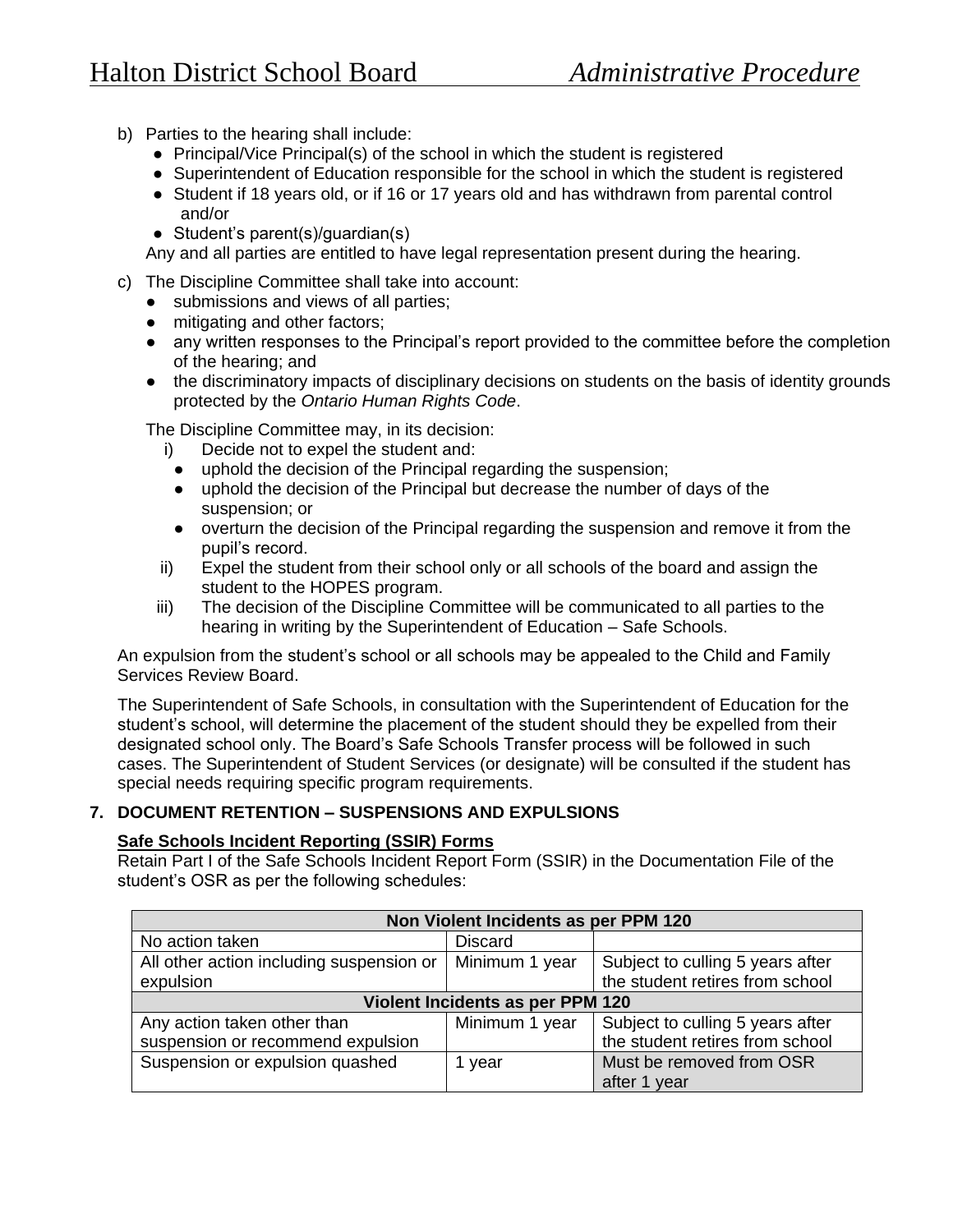b) Parties to the hearing shall include:
   - Principal/Vice Principal(s) of the school in which the student is registered
   - Superintendent of Education responsible for the school in which the student is registered
   - Student if 18 years old, or if 16 or 17 years old and has withdrawn from parental control and/or
   - Student's parent(s)/guardian(s)

   Any and all parties are entitled to have legal representation present during the hearing.

c) The Discipline Committee shall take into account:
   - submissions and views of all parties;
   - mitigating and other factors;
   - any written responses to the Principal's report provided to the committee before the completion of the hearing; and
   - the discriminatory impacts of disciplinary decisions on students on the basis of identity grounds protected by the *Ontario Human Rights Code*.

   The Discipline Committee may, in its decision:

   i) Decide not to expel the student and:
      - uphold the decision of the Principal regarding the suspension;
      - uphold the decision of the Principal but decrease the number of days of the suspension; or
      - overturn the decision of the Principal regarding the suspension and remove it from the pupil's record.

   ii) Expel the student from their school only or all schools of the board and assign the student to the HOPES program.

   iii) The decision of the Discipline Committee will be communicated to all parties to the hearing in writing by the Superintendent of Education – Safe Schools.

An expulsion from the student's school or all schools may be appealed to the Child and Family Services Review Board.

The Superintendent of Safe Schools, in consultation with the Superintendent of Education for the student's school, will determine the placement of the student should they be expelled from their designated school only. The Board's Safe Schools Transfer process will be followed in such cases. The Superintendent of Student Services (or designate) will be consulted if the student has special needs requiring specific program requirements.

## 7. DOCUMENT RETENTION – SUSPENSIONS AND EXPULSIONS

**Safe Schools Incident Reporting (SSIR) Forms**

Retain Part I of the Safe Schools Incident Report Form (SSIR) in the Documentation File of the student's OSR as per the following schedules:

| **Non Violent Incidents as per PPM 120** | | |
|---|---|---|
| No action taken | Discard | |
| All other action including suspension or expulsion | Minimum 1 year | Subject to culling 5 years after the student retires from school |
| **Violent Incidents as per PPM 120** | | |
| Any action taken other than suspension or recommend expulsion | Minimum 1 year | Subject to culling 5 years after the student retires from school |
| Suspension or expulsion quashed | 1 year | Must be removed from OSR after 1 year |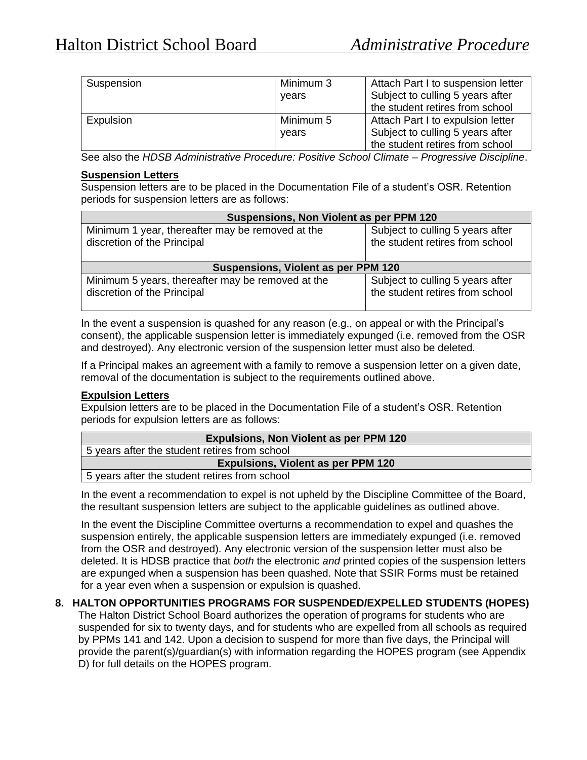| Suspension | Minimum 3 years | Attach Part I to suspension letter Subject to culling 5 years after the student retires from school |
|---|---|---|
| Expulsion | Minimum 5 years | Attach Part I to expulsion letter Subject to culling 5 years after the student retires from school |

See also the *HDSB Administrative Procedure: Positive School Climate – Progressive Discipline*.

**Suspension Letters**

Suspension letters are to be placed in the Documentation File of a student's OSR. Retention periods for suspension letters are as follows:

| **Suspensions, Non Violent as per PPM 120** | |
|---|---|
| Minimum 1 year, thereafter may be removed at the discretion of the Principal | Subject to culling 5 years after the student retires from school |
| **Suspensions, Violent as per PPM 120** | |
| Minimum 5 years, thereafter may be removed at the discretion of the Principal | Subject to culling 5 years after the student retires from school |

In the event a suspension is quashed for any reason (e.g., on appeal or with the Principal's consent), the applicable suspension letter is immediately expunged (i.e. removed from the OSR and destroyed). Any electronic version of the suspension letter must also be deleted.

If a Principal makes an agreement with a family to remove a suspension letter on a given date, removal of the documentation is subject to the requirements outlined above.

**Expulsion Letters**

Expulsion letters are to be placed in the Documentation File of a student's OSR. Retention periods for expulsion letters are as follows:

| **Expulsions, Non Violent as per PPM 120** |
|---|
| 5 years after the student retires from school |
| **Expulsions, Violent as per PPM 120** |
| 5 years after the student retires from school |

In the event a recommendation to expel is not upheld by the Discipline Committee of the Board, the resultant suspension letters are subject to the applicable guidelines as outlined above.

In the event the Discipline Committee overturns a recommendation to expel and quashes the suspension entirely, the applicable suspension letters are immediately expunged (i.e. removed from the OSR and destroyed). Any electronic version of the suspension letter must also be deleted. It is HDSB practice that *both* the electronic *and* printed copies of the suspension letters are expunged when a suspension has been quashed. Note that SSIR Forms must be retained for a year even when a suspension or expulsion is quashed.

## 8. HALTON OPPORTUNITIES PROGRAMS FOR SUSPENDED/EXPELLED STUDENTS (HOPES)

The Halton District School Board authorizes the operation of programs for students who are suspended for six to twenty days, and for students who are expelled from all schools as required by PPMs 141 and 142. Upon a decision to suspend for more than five days, the Principal will provide the parent(s)/guardian(s) with information regarding the HOPES program (see Appendix D) for full details on the HOPES program.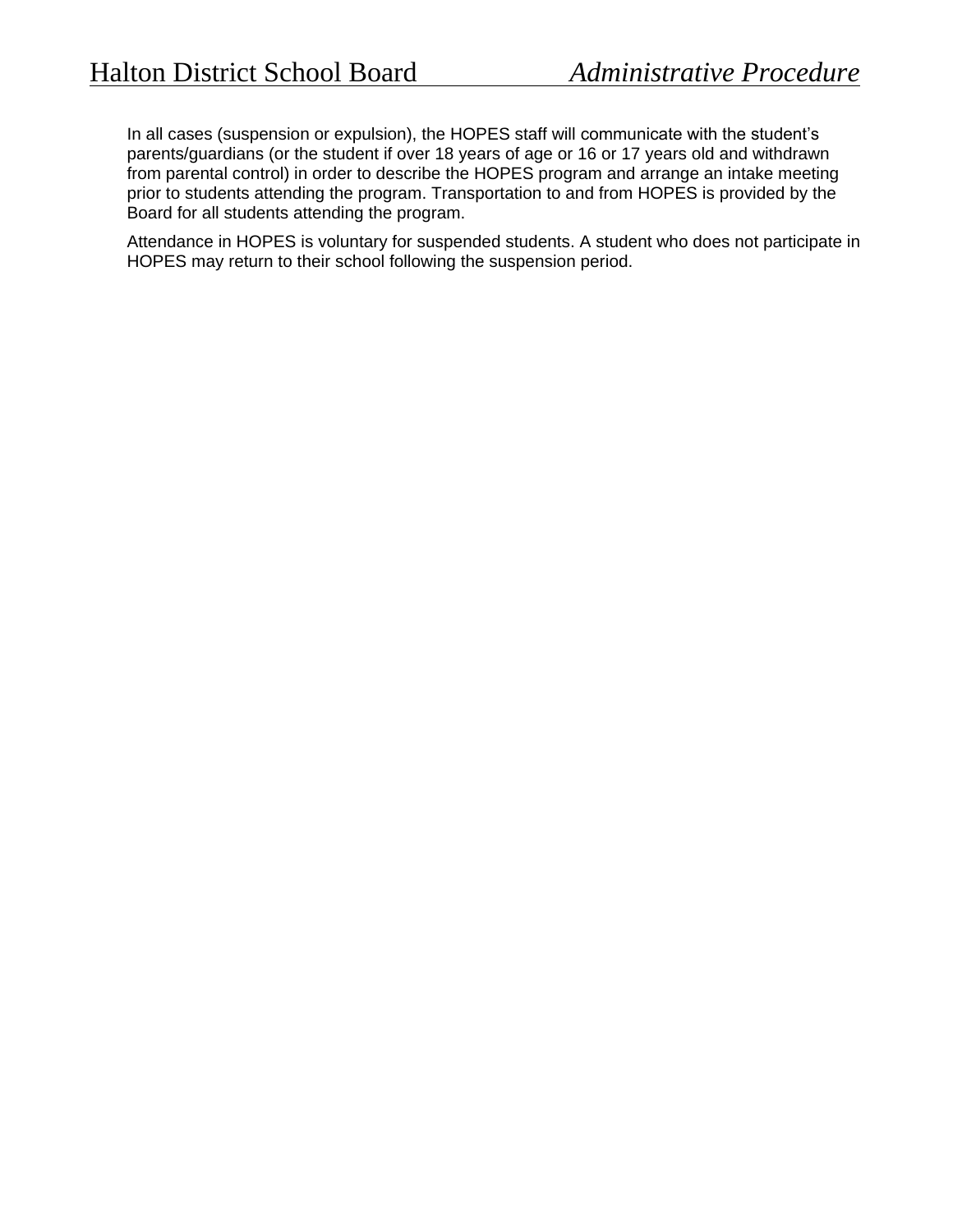In all cases (suspension or expulsion), the HOPES staff will communicate with the student's parents/guardians (or the student if over 18 years of age or 16 or 17 years old and withdrawn from parental control) in order to describe the HOPES program and arrange an intake meeting prior to students attending the program. Transportation to and from HOPES is provided by the Board for all students attending the program.

Attendance in HOPES is voluntary for suspended students. A student who does not participate in HOPES may return to their school following the suspension period.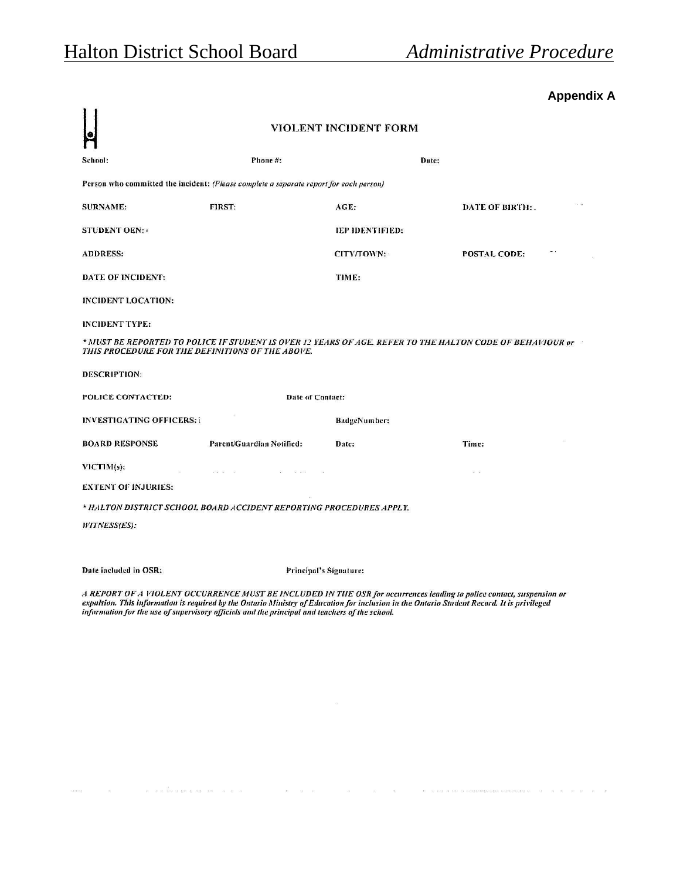**Appendix A**

# VIOLENT INCIDENT FORM

**School:** **Phone #:** **Date:**

**Person who committed the incident:** *(Please complete a separate report for each person)*

**SURNAME:** **FIRST:** **AGE:** **DATE OF BIRTH:**

**STUDENT OEN:** **IEP IDENTIFIED:**

**ADDRESS:** **CITY/TOWN:** **POSTAL CODE:**

**DATE OF INCIDENT:** **TIME:**

**INCIDENT LOCATION:**

**INCIDENT TYPE:**

*\* MUST BE REPORTED TO POLICE IF STUDENT IS OVER 12 YEARS OF AGE. REFER TO THE HALTON CODE OF BEHAVIOUR or THIS PROCEDURE FOR THE DEFINITIONS OF THE ABOVE.*

**DESCRIPTION:**

**POLICE CONTACTED:** **Date of Contact:**

**INVESTIGATING OFFICERS:** **BadgeNumber:**

**BOARD RESPONSE** **Parent/Guardian Notified:** **Date:** **Time:**

**VICTIM(s):**

**EXTENT OF INJURIES:**

*\* HALTON DISTRICT SCHOOL BOARD ACCIDENT REPORTING PROCEDURES APPLY.*

***WITNESS(ES):***

**Date included in OSR:** **Principal's Signature:**

*A REPORT OF A VIOLENT OCCURRENCE MUST BE INCLUDED IN THE OSR for occurrences leading to police contact, suspension or expulsion. This information is required by the Ontario Ministry of Education for inclusion in the Ontario Student Record. It is privileged information for the use of supervisory officials and the principal and teachers of the school.*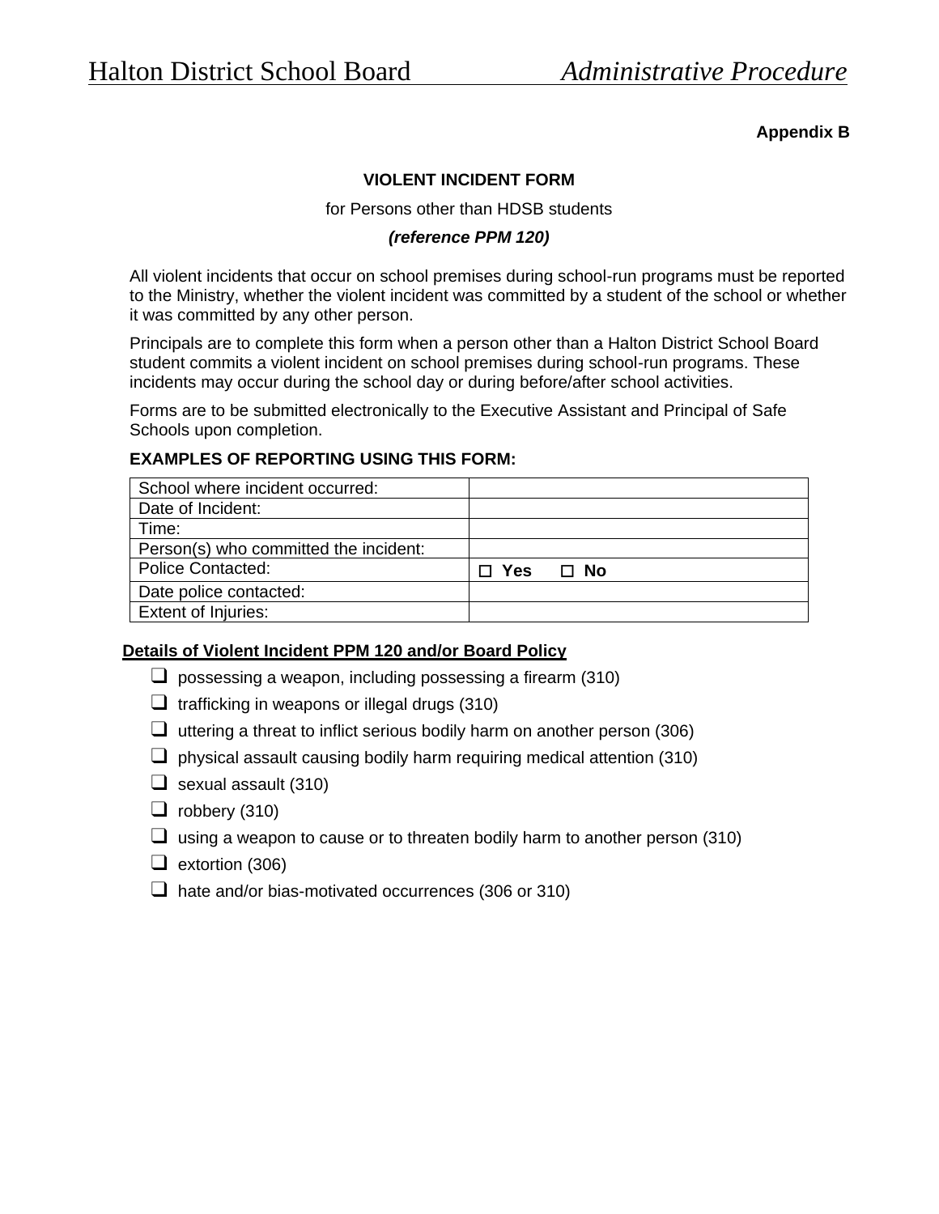**Appendix B**

**VIOLENT INCIDENT FORM**

for Persons other than HDSB students

***(reference PPM 120)***

All violent incidents that occur on school premises during school-run programs must be reported to the Ministry, whether the violent incident was committed by a student of the school or whether it was committed by any other person.

Principals are to complete this form when a person other than a Halton District School Board student commits a violent incident on school premises during school-run programs. These incidents may occur during the school day or during before/after school activities.

Forms are to be submitted electronically to the Executive Assistant and Principal of Safe Schools upon completion.

**EXAMPLES OF REPORTING USING THIS FORM:**

| | |
|---|---|
| School where incident occurred: | |
| Date of Incident: | |
| Time: | |
| Person(s) who committed the incident: | |
| Police Contacted: | ☐ **Yes** ☐ **No** |
| Date police contacted: | |
| Extent of Injuries: | |

**Details of Violent Incident PPM 120 and/or Board Policy**

- ❑ possessing a weapon, including possessing a firearm (310)
- ❑ trafficking in weapons or illegal drugs (310)
- ❑ uttering a threat to inflict serious bodily harm on another person (306)
- ❑ physical assault causing bodily harm requiring medical attention (310)
- ❑ sexual assault (310)
- ❑ robbery (310)
- ❑ using a weapon to cause or to threaten bodily harm to another person (310)
- ❑ extortion (306)
- ❑ hate and/or bias-motivated occurrences (306 or 310)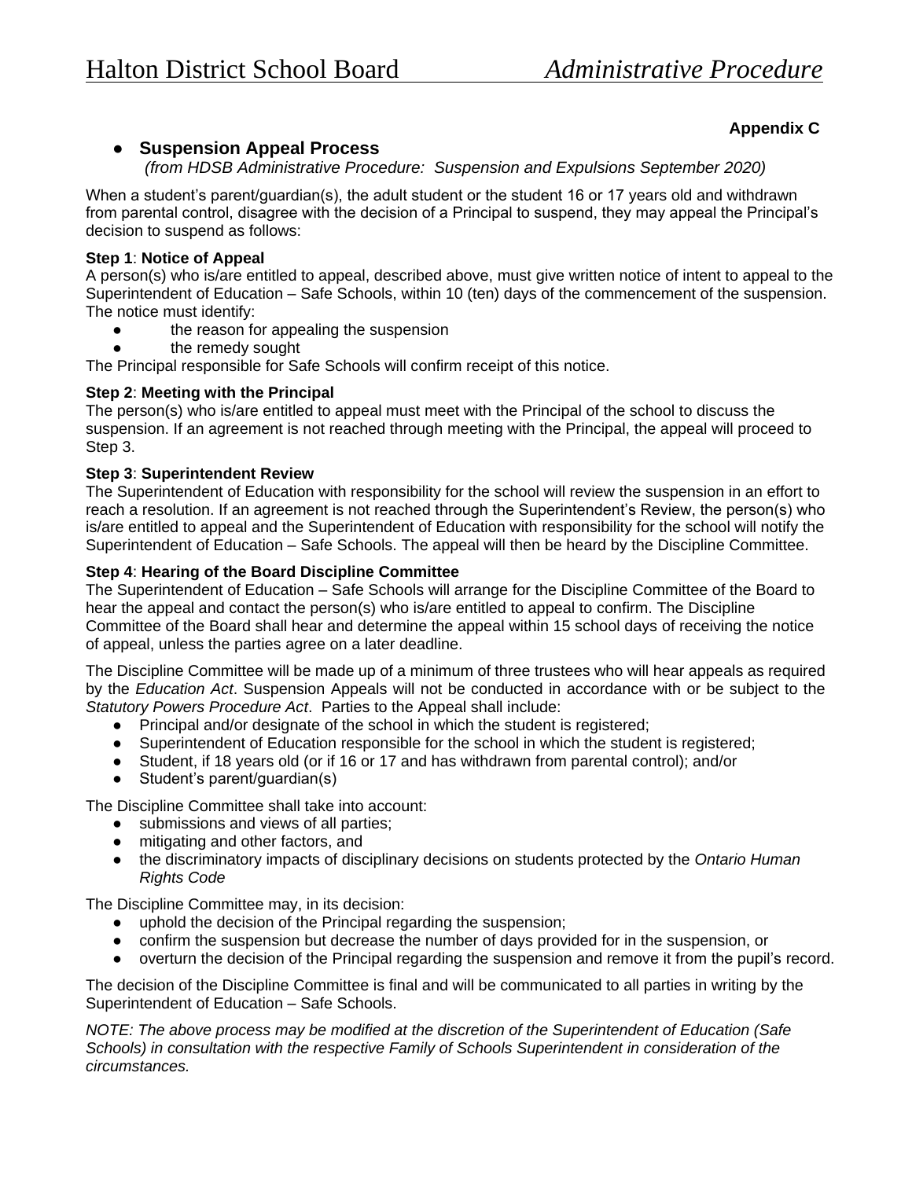**Appendix C**

- ## Suspension Appeal Process

*(from HDSB Administrative Procedure: Suspension and Expulsions September 2020)*

When a student's parent/guardian(s), the adult student or the student 16 or 17 years old and withdrawn from parental control, disagree with the decision of a Principal to suspend, they may appeal the Principal's decision to suspend as follows:

**Step 1**: **Notice of Appeal**
A person(s) who is/are entitled to appeal, described above, must give written notice of intent to appeal to the Superintendent of Education – Safe Schools, within 10 (ten) days of the commencement of the suspension. The notice must identify:

- the reason for appealing the suspension
- the remedy sought

The Principal responsible for Safe Schools will confirm receipt of this notice.

**Step 2**: **Meeting with the Principal**
The person(s) who is/are entitled to appeal must meet with the Principal of the school to discuss the suspension. If an agreement is not reached through meeting with the Principal, the appeal will proceed to Step 3.

**Step 3**: **Superintendent Review**
The Superintendent of Education with responsibility for the school will review the suspension in an effort to reach a resolution. If an agreement is not reached through the Superintendent's Review, the person(s) who is/are entitled to appeal and the Superintendent of Education with responsibility for the school will notify the Superintendent of Education – Safe Schools. The appeal will then be heard by the Discipline Committee.

**Step 4**: **Hearing of the Board Discipline Committee**
The Superintendent of Education – Safe Schools will arrange for the Discipline Committee of the Board to hear the appeal and contact the person(s) who is/are entitled to appeal to confirm. The Discipline Committee of the Board shall hear and determine the appeal within 15 school days of receiving the notice of appeal, unless the parties agree on a later deadline.

The Discipline Committee will be made up of a minimum of three trustees who will hear appeals as required by the *Education Act*. Suspension Appeals will not be conducted in accordance with or be subject to the *Statutory Powers Procedure Act*. Parties to the Appeal shall include:

- Principal and/or designate of the school in which the student is registered;
- Superintendent of Education responsible for the school in which the student is registered;
- Student, if 18 years old (or if 16 or 17 and has withdrawn from parental control); and/or
- Student's parent/guardian(s)

The Discipline Committee shall take into account:

- submissions and views of all parties;
- mitigating and other factors, and
- the discriminatory impacts of disciplinary decisions on students protected by the *Ontario Human Rights Code*

The Discipline Committee may, in its decision:

- uphold the decision of the Principal regarding the suspension;
- confirm the suspension but decrease the number of days provided for in the suspension, or
- overturn the decision of the Principal regarding the suspension and remove it from the pupil's record.

The decision of the Discipline Committee is final and will be communicated to all parties in writing by the Superintendent of Education – Safe Schools.

*NOTE: The above process may be modified at the discretion of the Superintendent of Education (Safe Schools) in consultation with the respective Family of Schools Superintendent in consideration of the circumstances.*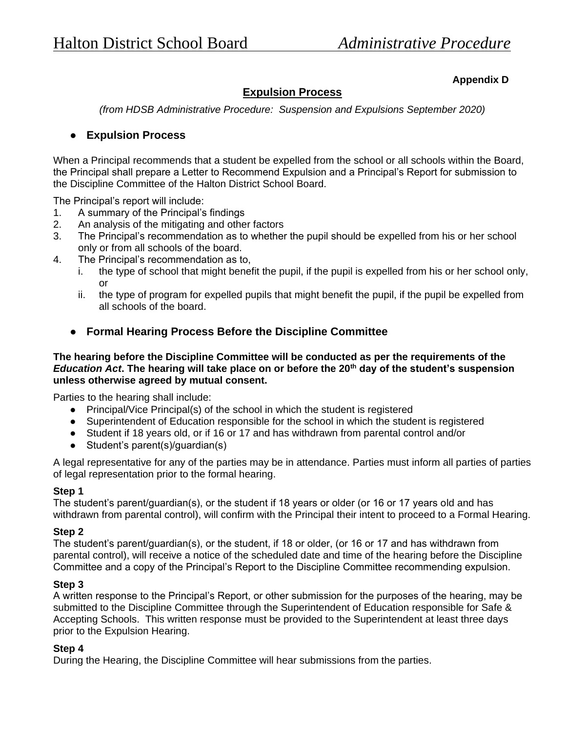**Appendix D**

## Expulsion Process

*(from HDSB Administrative Procedure: Suspension and Expulsions September 2020)*

- ### Expulsion Process

When a Principal recommends that a student be expelled from the school or all schools within the Board, the Principal shall prepare a Letter to Recommend Expulsion and a Principal's Report for submission to the Discipline Committee of the Halton District School Board.

The Principal's report will include:

1. A summary of the Principal's findings
2. An analysis of the mitigating and other factors
3. The Principal's recommendation as to whether the pupil should be expelled from his or her school only or from all schools of the board.
4. The Principal's recommendation as to,
   i. the type of school that might benefit the pupil, if the pupil is expelled from his or her school only, or
   ii. the type of program for expelled pupils that might benefit the pupil, if the pupil be expelled from all schools of the board.

- ### Formal Hearing Process Before the Discipline Committee

**The hearing before the Discipline Committee will be conducted as per the requirements of the *Education Act*. The hearing will take place on or before the 20th day of the student's suspension unless otherwise agreed by mutual consent.**

Parties to the hearing shall include:

- Principal/Vice Principal(s) of the school in which the student is registered
- Superintendent of Education responsible for the school in which the student is registered
- Student if 18 years old, or if 16 or 17 and has withdrawn from parental control and/or
- Student's parent(s)/guardian(s)

A legal representative for any of the parties may be in attendance. Parties must inform all parties of parties of legal representation prior to the formal hearing.

**Step 1**
The student's parent/guardian(s), or the student if 18 years or older (or 16 or 17 years old and has withdrawn from parental control), will confirm with the Principal their intent to proceed to a Formal Hearing.

**Step 2**
The student's parent/guardian(s), or the student, if 18 or older, (or 16 or 17 and has withdrawn from parental control), will receive a notice of the scheduled date and time of the hearing before the Discipline Committee and a copy of the Principal's Report to the Discipline Committee recommending expulsion.

**Step 3**
A written response to the Principal's Report, or other submission for the purposes of the hearing, may be submitted to the Discipline Committee through the Superintendent of Education responsible for Safe & Accepting Schools. This written response must be provided to the Superintendent at least three days prior to the Expulsion Hearing.

**Step 4**
During the Hearing, the Discipline Committee will hear submissions from the parties.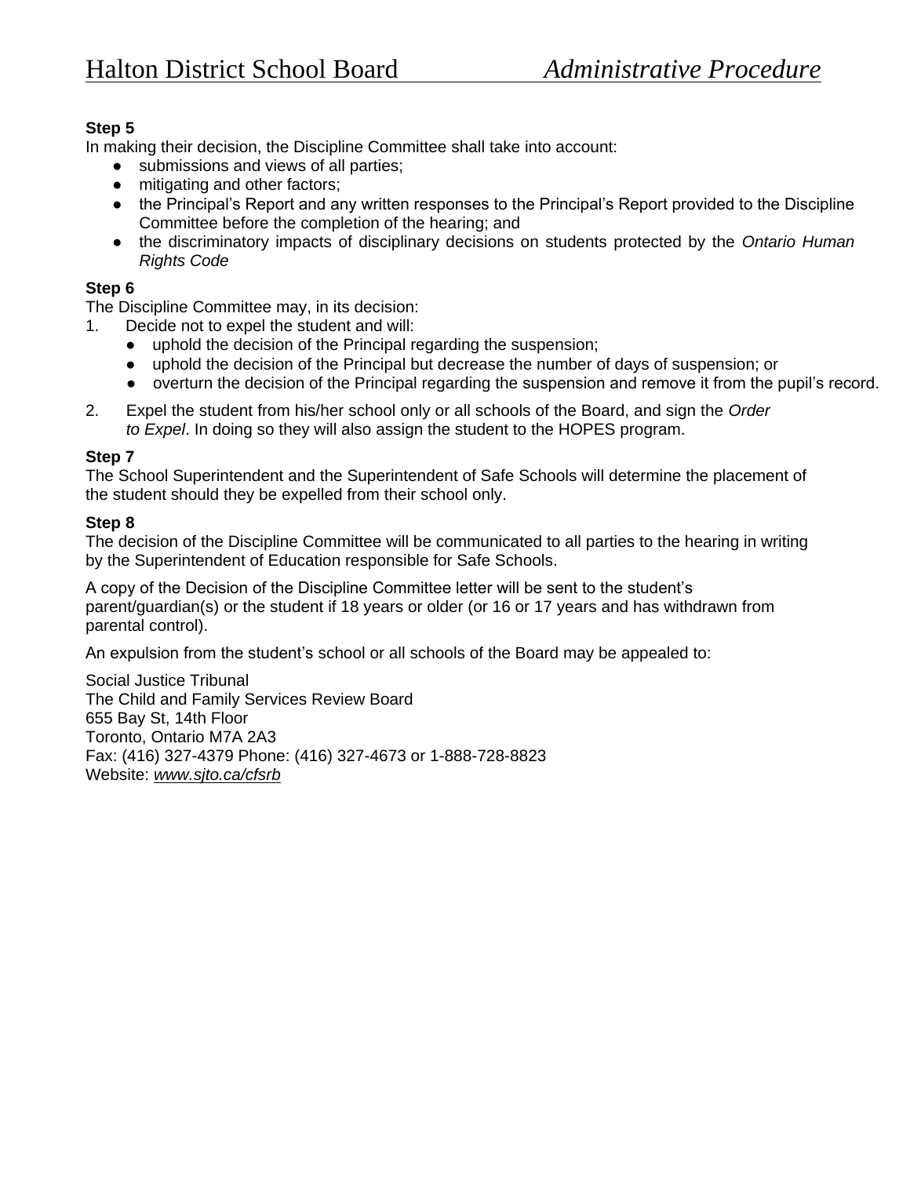**Step 5**
In making their decision, the Discipline Committee shall take into account:

- submissions and views of all parties;
- mitigating and other factors;
- the Principal's Report and any written responses to the Principal's Report provided to the Discipline Committee before the completion of the hearing; and
- the discriminatory impacts of disciplinary decisions on students protected by the *Ontario Human Rights Code*

**Step 6**
The Discipline Committee may, in its decision:

1. Decide not to expel the student and will:
   - uphold the decision of the Principal regarding the suspension;
   - uphold the decision of the Principal but decrease the number of days of suspension; or
   - overturn the decision of the Principal regarding the suspension and remove it from the pupil's record.
2. Expel the student from his/her school only or all schools of the Board, and sign the *Order to Expel*. In doing so they will also assign the student to the HOPES program.

**Step 7**
The School Superintendent and the Superintendent of Safe Schools will determine the placement of the student should they be expelled from their school only.

**Step 8**
The decision of the Discipline Committee will be communicated to all parties to the hearing in writing by the Superintendent of Education responsible for Safe Schools.

A copy of the Decision of the Discipline Committee letter will be sent to the student's parent/guardian(s) or the student if 18 years or older (or 16 or 17 years and has withdrawn from parental control).

An expulsion from the student's school or all schools of the Board may be appealed to:

Social Justice Tribunal
The Child and Family Services Review Board
655 Bay St, 14th Floor
Toronto, Ontario M7A 2A3
Fax: (416) 327-4379 Phone: (416) 327-4673 or 1-888-728-8823
Website: *www.sjto.ca/cfsrb*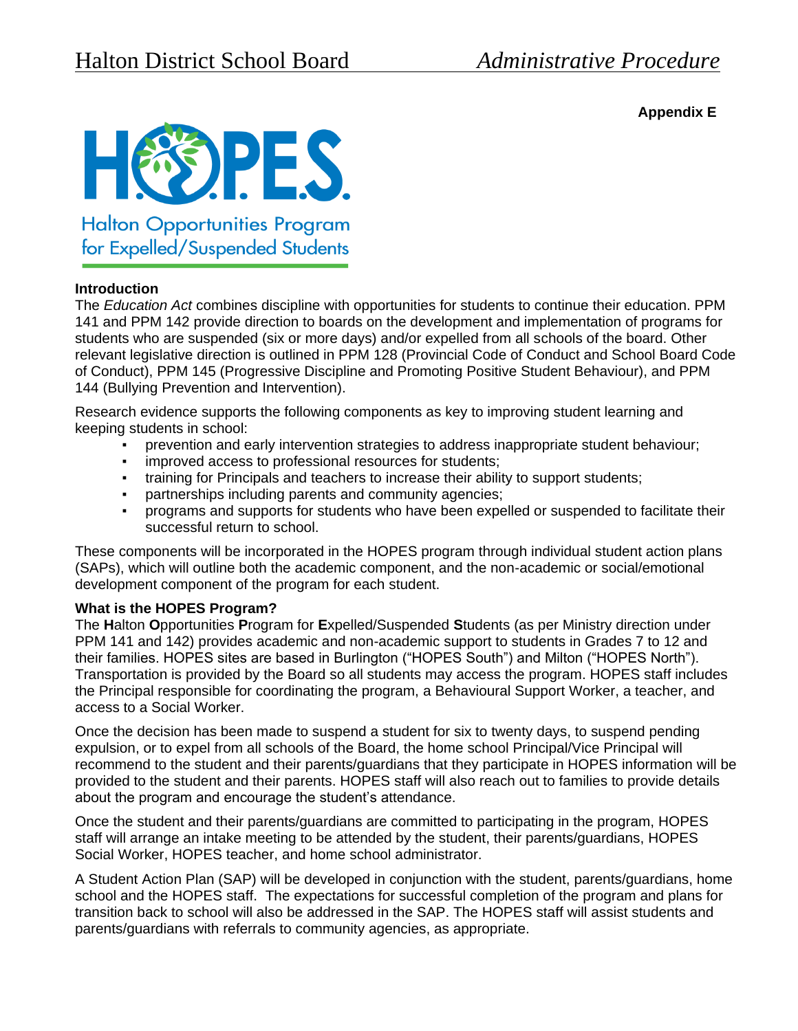**Appendix E**

# HOPES

Halton Opportunities Program for Expelled/Suspended Students

**Introduction**

The *Education Act* combines discipline with opportunities for students to continue their education. PPM 141 and PPM 142 provide direction to boards on the development and implementation of programs for students who are suspended (six or more days) and/or expelled from all schools of the board. Other relevant legislative direction is outlined in PPM 128 (Provincial Code of Conduct and School Board Code of Conduct), PPM 145 (Progressive Discipline and Promoting Positive Student Behaviour), and PPM 144 (Bullying Prevention and Intervention).

Research evidence supports the following components as key to improving student learning and keeping students in school:

- prevention and early intervention strategies to address inappropriate student behaviour;
- improved access to professional resources for students;
- training for Principals and teachers to increase their ability to support students;
- partnerships including parents and community agencies;
- programs and supports for students who have been expelled or suspended to facilitate their successful return to school.

These components will be incorporated in the HOPES program through individual student action plans (SAPs), which will outline both the academic component, and the non-academic or social/emotional development component of the program for each student.

**What is the HOPES Program?**

The **H**alton **O**pportunities **P**rogram for **E**xpelled/Suspended **S**tudents (as per Ministry direction under PPM 141 and 142) provides academic and non-academic support to students in Grades 7 to 12 and their families. HOPES sites are based in Burlington ("HOPES South") and Milton ("HOPES North"). Transportation is provided by the Board so all students may access the program. HOPES staff includes the Principal responsible for coordinating the program, a Behavioural Support Worker, a teacher, and access to a Social Worker.

Once the decision has been made to suspend a student for six to twenty days, to suspend pending expulsion, or to expel from all schools of the Board, the home school Principal/Vice Principal will recommend to the student and their parents/guardians that they participate in HOPES information will be provided to the student and their parents. HOPES staff will also reach out to families to provide details about the program and encourage the student's attendance.

Once the student and their parents/guardians are committed to participating in the program, HOPES staff will arrange an intake meeting to be attended by the student, their parents/guardians, HOPES Social Worker, HOPES teacher, and home school administrator.

A Student Action Plan (SAP) will be developed in conjunction with the student, parents/guardians, home school and the HOPES staff. The expectations for successful completion of the program and plans for transition back to school will also be addressed in the SAP. The HOPES staff will assist students and parents/guardians with referrals to community agencies, as appropriate.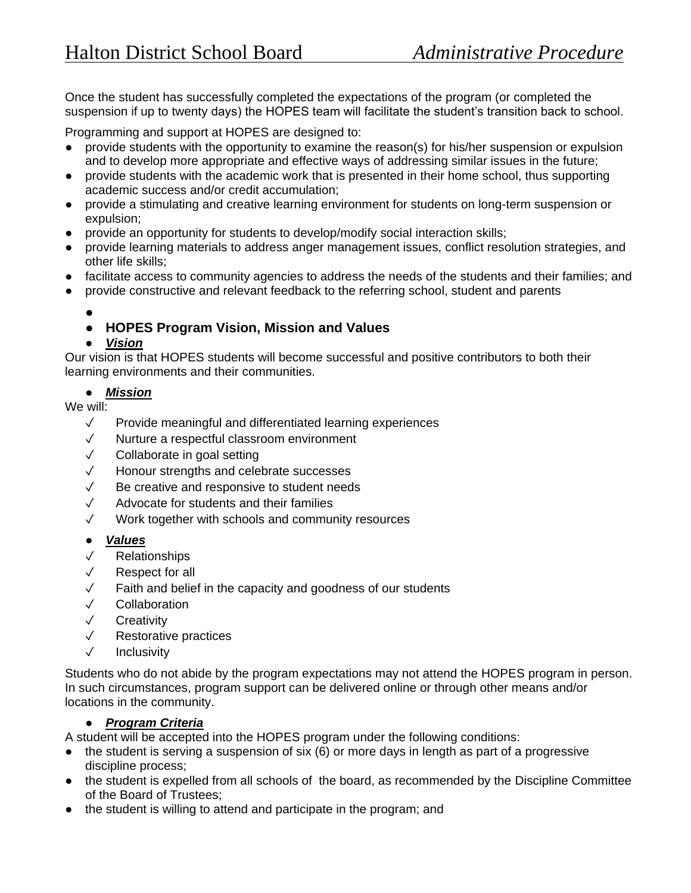Once the student has successfully completed the expectations of the program (or completed the suspension if up to twenty days) the HOPES team will facilitate the student's transition back to school.

Programming and support at HOPES are designed to:

- provide students with the opportunity to examine the reason(s) for his/her suspension or expulsion and to develop more appropriate and effective ways of addressing similar issues in the future;
- provide students with the academic work that is presented in their home school, thus supporting academic success and/or credit accumulation;
- provide a stimulating and creative learning environment for students on long-term suspension or expulsion;
- provide an opportunity for students to develop/modify social interaction skills;
- provide learning materials to address anger management issues, conflict resolution strategies, and other life skills;
- facilitate access to community agencies to address the needs of the students and their families; and
- provide constructive and relevant feedback to the referring school, student and parents

## HOPES Program Vision, Mission and Values

### ***Vision***

Our vision is that HOPES students will become successful and positive contributors to both their learning environments and their communities.

### ***Mission***

We will:

- ✓ Provide meaningful and differentiated learning experiences
- ✓ Nurture a respectful classroom environment
- ✓ Collaborate in goal setting
- ✓ Honour strengths and celebrate successes
- ✓ Be creative and responsive to student needs
- ✓ Advocate for students and their families
- ✓ Work together with schools and community resources

### ***Values***

- ✓ Relationships
- ✓ Respect for all
- ✓ Faith and belief in the capacity and goodness of our students
- ✓ Collaboration
- ✓ Creativity
- ✓ Restorative practices
- ✓ Inclusivity

Students who do not abide by the program expectations may not attend the HOPES program in person. In such circumstances, program support can be delivered online or through other means and/or locations in the community.

### ***Program Criteria***

A student will be accepted into the HOPES program under the following conditions:

- the student is serving a suspension of six (6) or more days in length as part of a progressive discipline process;
- the student is expelled from all schools of the board, as recommended by the Discipline Committee of the Board of Trustees;
- the student is willing to attend and participate in the program; and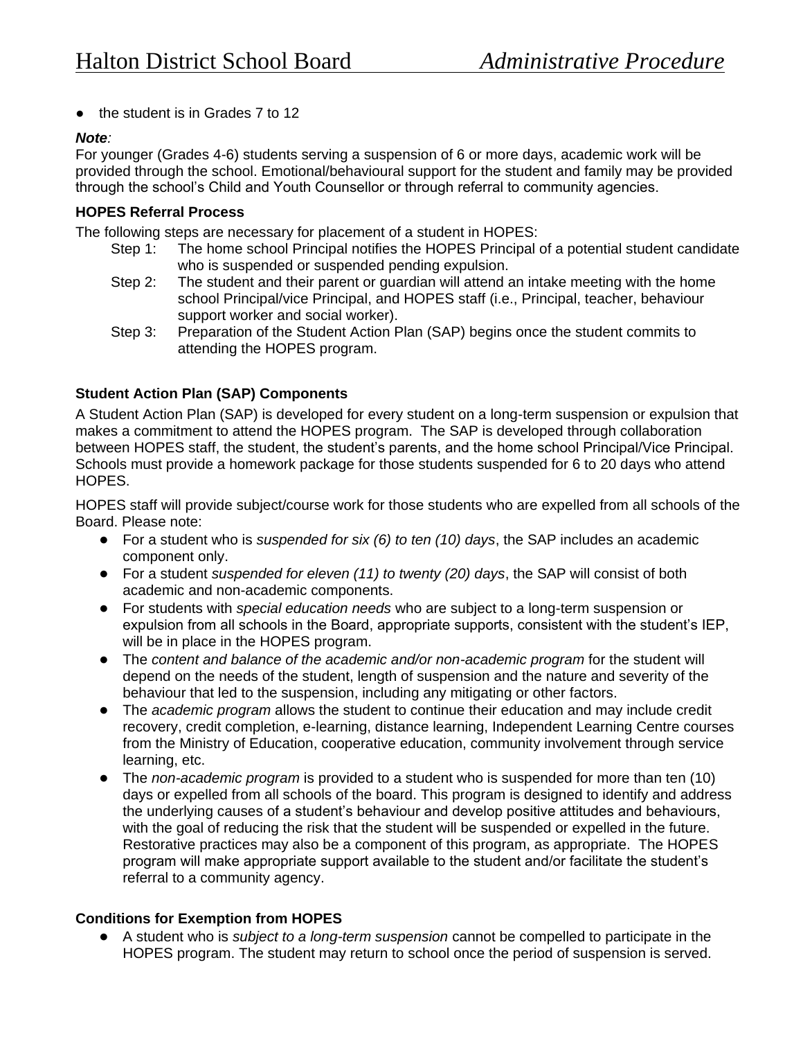- the student is in Grades 7 to 12

***Note:***
For younger (Grades 4-6) students serving a suspension of 6 or more days, academic work will be provided through the school. Emotional/behavioural support for the student and family may be provided through the school's Child and Youth Counsellor or through referral to community agencies.

**HOPES Referral Process**

The following steps are necessary for placement of a student in HOPES:

Step 1: The home school Principal notifies the HOPES Principal of a potential student candidate who is suspended or suspended pending expulsion.

Step 2: The student and their parent or guardian will attend an intake meeting with the home school Principal/vice Principal, and HOPES staff (i.e., Principal, teacher, behaviour support worker and social worker).

Step 3: Preparation of the Student Action Plan (SAP) begins once the student commits to attending the HOPES program.

**Student Action Plan (SAP) Components**

A Student Action Plan (SAP) is developed for every student on a long-term suspension or expulsion that makes a commitment to attend the HOPES program. The SAP is developed through collaboration between HOPES staff, the student, the student's parents, and the home school Principal/Vice Principal. Schools must provide a homework package for those students suspended for 6 to 20 days who attend HOPES.

HOPES staff will provide subject/course work for those students who are expelled from all schools of the Board. Please note:

- For a student who is *suspended for six (6) to ten (10) days*, the SAP includes an academic component only.
- For a student *suspended for eleven (11) to twenty (20) days*, the SAP will consist of both academic and non-academic components.
- For students with *special education needs* who are subject to a long-term suspension or expulsion from all schools in the Board, appropriate supports, consistent with the student's IEP, will be in place in the HOPES program.
- The *content and balance of the academic and/or non-academic program* for the student will depend on the needs of the student, length of suspension and the nature and severity of the behaviour that led to the suspension, including any mitigating or other factors.
- The *academic program* allows the student to continue their education and may include credit recovery, credit completion, e-learning, distance learning, Independent Learning Centre courses from the Ministry of Education, cooperative education, community involvement through service learning, etc.
- The *non-academic program* is provided to a student who is suspended for more than ten (10) days or expelled from all schools of the board. This program is designed to identify and address the underlying causes of a student's behaviour and develop positive attitudes and behaviours, with the goal of reducing the risk that the student will be suspended or expelled in the future. Restorative practices may also be a component of this program, as appropriate. The HOPES program will make appropriate support available to the student and/or facilitate the student's referral to a community agency.

**Conditions for Exemption from HOPES**

- A student who is *subject to a long-term suspension* cannot be compelled to participate in the HOPES program. The student may return to school once the period of suspension is served.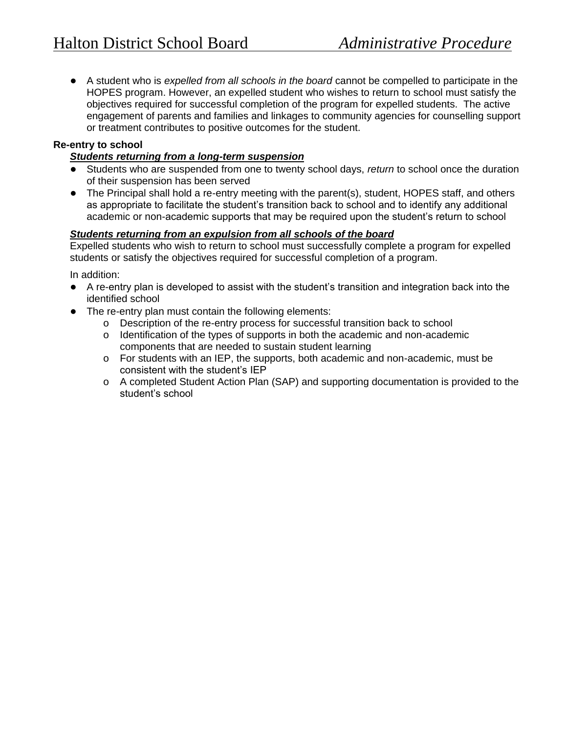- A student who is *expelled from all schools in the board* cannot be compelled to participate in the HOPES program. However, an expelled student who wishes to return to school must satisfy the objectives required for successful completion of the program for expelled students. The active engagement of parents and families and linkages to community agencies for counselling support or treatment contributes to positive outcomes for the student.

**Re-entry to school**

***Students returning from a long-term suspension***

- Students who are suspended from one to twenty school days, *return* to school once the duration of their suspension has been served
- The Principal shall hold a re-entry meeting with the parent(s), student, HOPES staff, and others as appropriate to facilitate the student's transition back to school and to identify any additional academic or non-academic supports that may be required upon the student's return to school

***Students returning from an expulsion from all schools of the board***

Expelled students who wish to return to school must successfully complete a program for expelled students or satisfy the objectives required for successful completion of a program.

In addition:

- A re-entry plan is developed to assist with the student's transition and integration back into the identified school
- The re-entry plan must contain the following elements:
  - Description of the re-entry process for successful transition back to school
  - Identification of the types of supports in both the academic and non-academic components that are needed to sustain student learning
  - For students with an IEP, the supports, both academic and non-academic, must be consistent with the student's IEP
  - A completed Student Action Plan (SAP) and supporting documentation is provided to the student's school